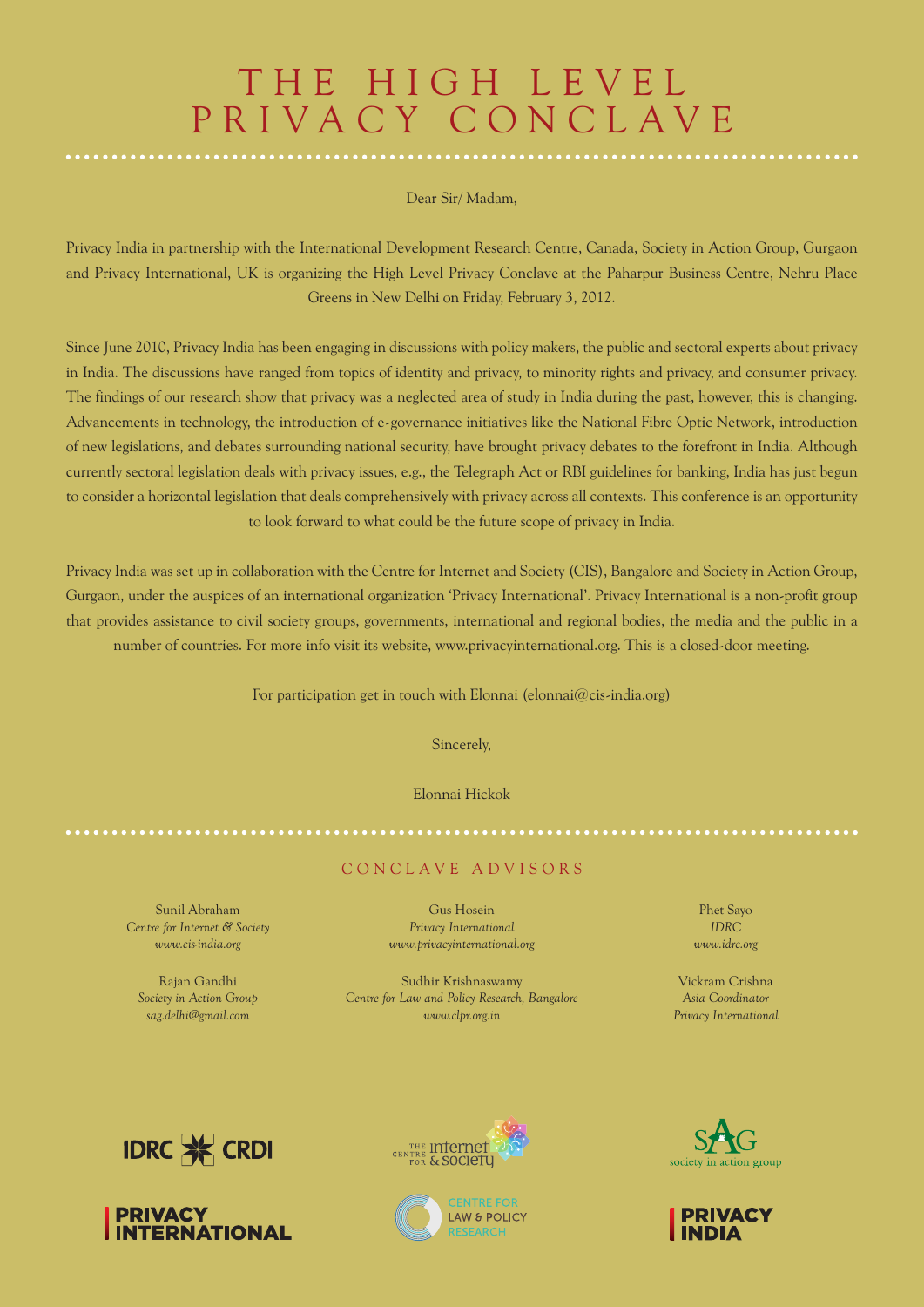# THE HIGH LEVEL PRIVACY CONCLAVE

Dear Sir/ Madam,

Privacy India in partnership with the International Development Research Centre, Canada, Society in Action Group, Gurgaon and Privacy International, UK is organizing the High Level Privacy Conclave at the Paharpur Business Centre, Nehru Place Greens in New Delhi on Friday, February 3, 2012.

Since June 2010, Privacy India has been engaging in discussions with policy makers, the public and sectoral experts about privacy in India. The discussions have ranged from topics of identity and privacy, to minority rights and privacy, and consumer privacy. The findings of our research show that privacy was a neglected area of study in India during the past, however, this is changing. Advancements in technology, the introduction of e-governance initiatives like the National Fibre Optic Network, introduction of new legislations, and debates surrounding national security, have brought privacy debates to the forefront in India. Although currently sectoral legislation deals with privacy issues, e.g., the Telegraph Act or RBI guidelines for banking, India has just begun to consider a horizontal legislation that deals comprehensively with privacy across all contexts. This conference is an opportunity to look forward to what could be the future scope of privacy in India.

Privacy India was set up in collaboration with the Centre for Internet and Society (CIS), Bangalore and Society in Action Group, Gurgaon, under the auspices of an international organization 'Privacy International'. Privacy International is a non-profit group that provides assistance to civil society groups, governments, international and regional bodies, the media and the public in a number of countries. For more info visit its website, www.privacyinternational.org. This is a closed-door meeting.

For participation get in touch with Elonnai (elonnai@cis-india.org)

Sincerely,

Elonnai Hickok

## CONCLAVE ADVISORS

Sunil Abraham
*Centre for Internet & Society*
*www.cis-india.org*

Gus Hosein
*Privacy International*
*www.privacyinternational.org*

Phet Sayo
*IDRC*
*www.idrc.org*

Rajan Gandhi
*Society in Action Group*
*sag.delhi@gmail.com*

Sudhir Krishnaswamy
*Centre for Law and Policy Research, Bangalore*
*www.clpr.org.in*

Vickram Crishna
*Asia Coordinator*
*Privacy International*

IDRC CRDI

The Centre for Internet & Society

SAG society in action group

PRIVACY INTERNATIONAL

CENTRE FOR LAW & POLICY RESEARCH

PRIVACY INDIA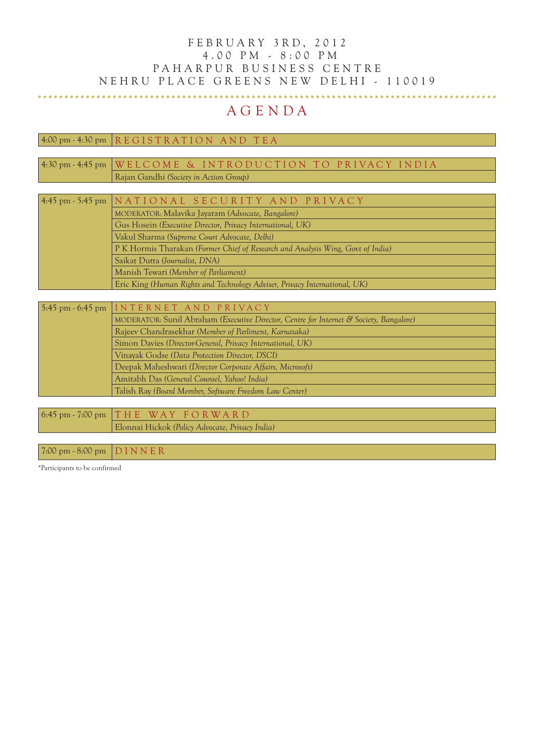FEBRUARY 3RD, 2012
4.00 PM - 8:00 PM
PAHARPUR BUSINESS CENTRE
NEHRU PLACE GREENS NEW DELHI - 110019

# AGENDA

| 4:00 pm - 4:30 pm | REGISTRATION AND TEA |
|---|---|

| 4:30 pm - 4:45 pm | WELCOME & INTRODUCTION TO PRIVACY INDIA |
|---|---|
| | Rajan Gandhi *(Society in Action Group)* |

| 4:45 pm - 5:45 pm | NATIONAL SECURITY AND PRIVACY |
|---|---|
| | MODERATOR: Malavika Jayaram *(Advocate, Bangalore)* |
| | Gus Hosein *(Executive Director, Privacy International, UK)* |
| | Vakul Sharma *(Supreme Court Advocate, Delhi)* |
| | P K Hormis Tharakan *(Former Chief of Research and Analysis Wing, Govt of India)* |
| | Saikat Dutta *(Journalist, DNA)* |
| | Manish Tewari *(Member of Parliament)* |
| | Eric King *(Human Rights and Technology Adviser, Privacy International, UK)* |

| 5:45 pm - 6:45 pm | INTERNET AND PRIVACY |
|---|---|
| | MODERATOR: Sunil Abraham *(Executive Director, Centre for Internet & Society, Bangalore)* |
| | Rajeev Chandrasekhar *(Member of Parliment, Karnataka)* |
| | Simon Davies *(Director-General, Privacy International, UK)* |
| | Vinayak Godse *(Data Protection Director, DSCI)* |
| | Deepak Maheshwari *(Director Corporate Affairs, Microsoft)* |
| | Amitabh Das *(General Counsel, Yahoo! India)* |
| | Talish Ray *(Board Member, Software Freedom Law Center)* |

| 6:45 pm - 7:00 pm | THE WAY FORWARD |
|---|---|
| | Elonnai Hickok *(Policy Advocate, Privacy India)* |

| 7:00 pm - 8:00 pm | DINNER |
|---|---|

*Participants to be confirmed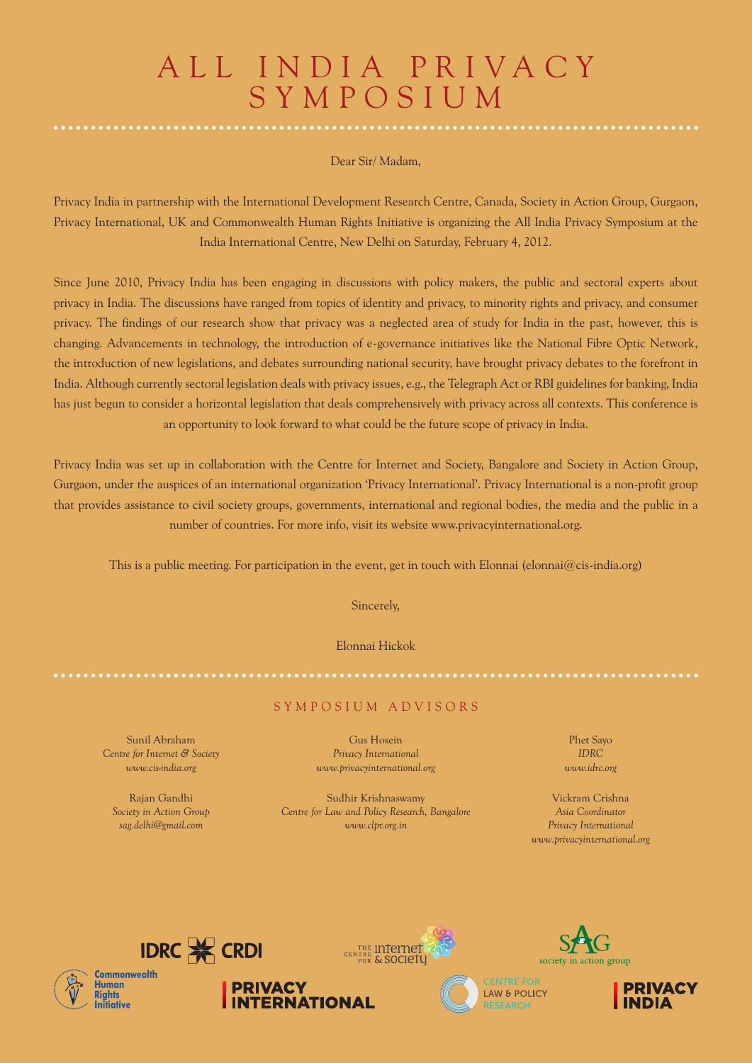# ALL INDIA PRIVACY SYMPOSIUM

Dear Sir/ Madam,

Privacy India in partnership with the International Development Research Centre, Canada, Society in Action Group, Gurgaon, Privacy International, UK and Commonwealth Human Rights Initiative is organizing the All India Privacy Symposium at the India International Centre, New Delhi on Saturday, February 4, 2012.

Since June 2010, Privacy India has been engaging in discussions with policy makers, the public and sectoral experts about privacy in India. The discussions have ranged from topics of identity and privacy, to minority rights and privacy, and consumer privacy. The findings of our research show that privacy was a neglected area of study for India in the past, however, this is changing. Advancements in technology, the introduction of e-governance initiatives like the National Fibre Optic Network, the introduction of new legislations, and debates surrounding national security, have brought privacy debates to the forefront in India. Although currently sectoral legislation deals with privacy issues, e.g., the Telegraph Act or RBI guidelines for banking, India has just begun to consider a horizontal legislation that deals comprehensively with privacy across all contexts. This conference is an opportunity to look forward to what could be the future scope of privacy in India.

Privacy India was set up in collaboration with the Centre for Internet and Society, Bangalore and Society in Action Group, Gurgaon, under the auspices of an international organization 'Privacy International'. Privacy International is a non-profit group that provides assistance to civil society groups, governments, international and regional bodies, the media and the public in a number of countries. For more info, visit its website www.privacyinternational.org.

This is a public meeting. For participation in the event, get in touch with Elonnai (elonnai@cis-india.org)

Sincerely,

Elonnai Hickok

## SYMPOSIUM ADVISORS

Sunil Abraham
*Centre for Internet & Society*
*www.cis-india.org*

Rajan Gandhi
*Society in Action Group*
*sag.delhi@gmail.com*

Gus Hosein
*Privacy International*
*www.privacyinternational.org*

Sudhir Krishnaswamy
*Centre for Law and Policy Research, Bangalore*
*www.clpr.org.in*

Phet Sayo
*IDRC*
*www.idrc.org*

Vickram Crishna
*Asia Coordinator*
*Privacy International*
*www.privacyinternational.org*

IDRC CRDI | Commonwealth Human Rights Initiative | Privacy International | The Centre for Internet & Society | Centre for Law & Policy Research | SAG society in action group | Privacy India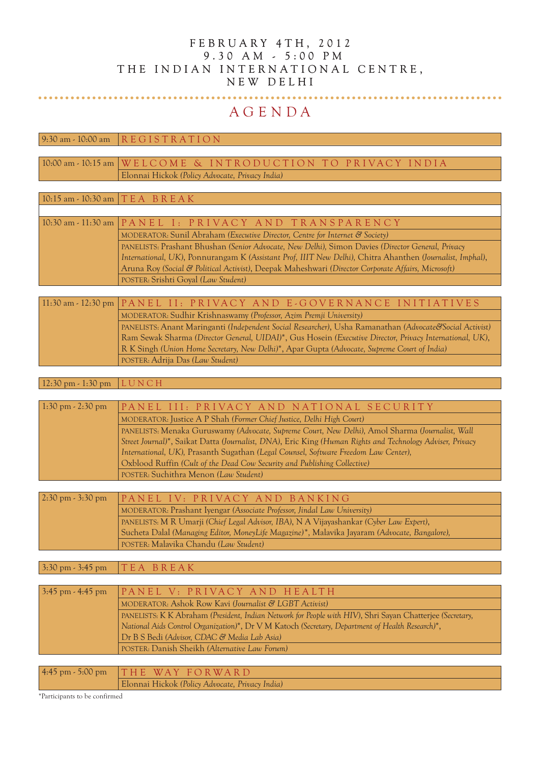FEBRUARY 4TH, 2012
9.30 AM - 5:00 PM
THE INDIAN INTERNATIONAL CENTRE,
NEW DELHI

# AGENDA

| | |
|---|---|
| 9:30 am - 10:00 am | REGISTRATION |
| 10:00 am - 10:15 am | WELCOME & INTRODUCTION TO PRIVACY INDIA<br>Elonnai Hickok *(Policy Advocate, Privacy India)* |
| 10:15 am - 10:30 am | TEA BREAK |
| 10:30 am - 11:30 am | PANEL I: PRIVACY AND TRANSPARENCY<br>MODERATOR: Sunil Abraham *(Executive Director, Centre for Internet & Society)*<br>PANELISTS: Prashant Bhushan *(Senior Advocate, New Delhi)*, Simon Davies *(Director General, Privacy International, UK)*, Ponnurangam K *(Assistant Prof, IIIT New Delhi)*, Chitra Ahanthen *(Journalist, Imphal)*, Aruna Roy *(Social & Political Activist)*, Deepak Maheshwari *(Director Corporate Affairs, Microsoft)*<br>POSTER: Srishti Goyal *(Law Student)* |
| 11:30 am - 12:30 pm | PANEL II: PRIVACY AND E-GOVERNANCE INITIATIVES<br>MODERATOR: Sudhir Krishnaswamy *(Professor, Azim Premji University)*<br>PANELISTS: Anant Maringanti *(Independent Social Researcher)*, Usha Ramanathan *(Advocate&Social Activist)* Ram Sewak Sharma *(Director General, UIDAI)*\*, Gus Hosein *(Executive Director, Privacy International, UK)*, R K Singh *(Union Home Secretary, New Delhi)*\*, Apar Gupta *(Advocate, Supreme Court of India)*<br>POSTER: Adrija Das *(Law Student)* |
| 12:30 pm - 1:30 pm | LUNCH |
| 1:30 pm - 2:30 pm | PANEL III: PRIVACY AND NATIONAL SECURITY<br>MODERATOR: Justice A P Shah *(Former Chief Justice, Delhi High Court)*<br>PANELISTS: Menaka Guruswamy *(Advocate, Supreme Court, New Delhi)*, Amol Sharma *(Journalist, Wall Street Journal)*\*, Saikat Datta *(Journalist, DNA)*, Eric King *(Human Rights and Technology Adviser, Privacy International, UK)*, Prasanth Sugathan *(Legal Counsel, Software Freedom Law Center)*, Oxblood Ruffin *(Cult of the Dead Cow Security and Publishing Collective)*<br>POSTER: Suchithra Menon *(Law Student)* |
| 2:30 pm - 3:30 pm | PANEL IV: PRIVACY AND BANKING<br>MODERATOR: Prashant Iyengar *(Associate Professor, Jindal Law University)*<br>PANELISTS: M R Umarji *(Chief Legal Advisor, IBA)*, N A Vijayashankar *(Cyber Law Expert)*, Sucheta Dalal *(Managing Editor, MoneyLife Magazine)*\*, Malavika Jayaram *(Advocate, Bangalore)*,<br>POSTER: Malavika Chandu *(Law Student)* |
| 3:30 pm - 3:45 pm | TEA BREAK |
| 3:45 pm - 4:45 pm | PANEL V: PRIVACY AND HEALTH<br>MODERATOR: Ashok Row Kavi *(Journalist & LGBT Activist)*<br>PANELISTS: K K Abraham *(President, Indian Network for People with HIV)*, Shri Sayan Chatterjee *(Secretary, National Aids Control Organization)*\*, Dr V M Katoch *(Secretary, Department of Health Research)*\*, Dr B S Bedi *(Advisor, CDAC & Media Lab Asia)*<br>POSTER: Danish Sheikh *(Alternative Law Forum)* |
| 4:45 pm - 5:00 pm | THE WAY FORWARD<br>Elonnai Hickok *(Policy Advocate, Privacy India)* |

\*Participants to be confirmed